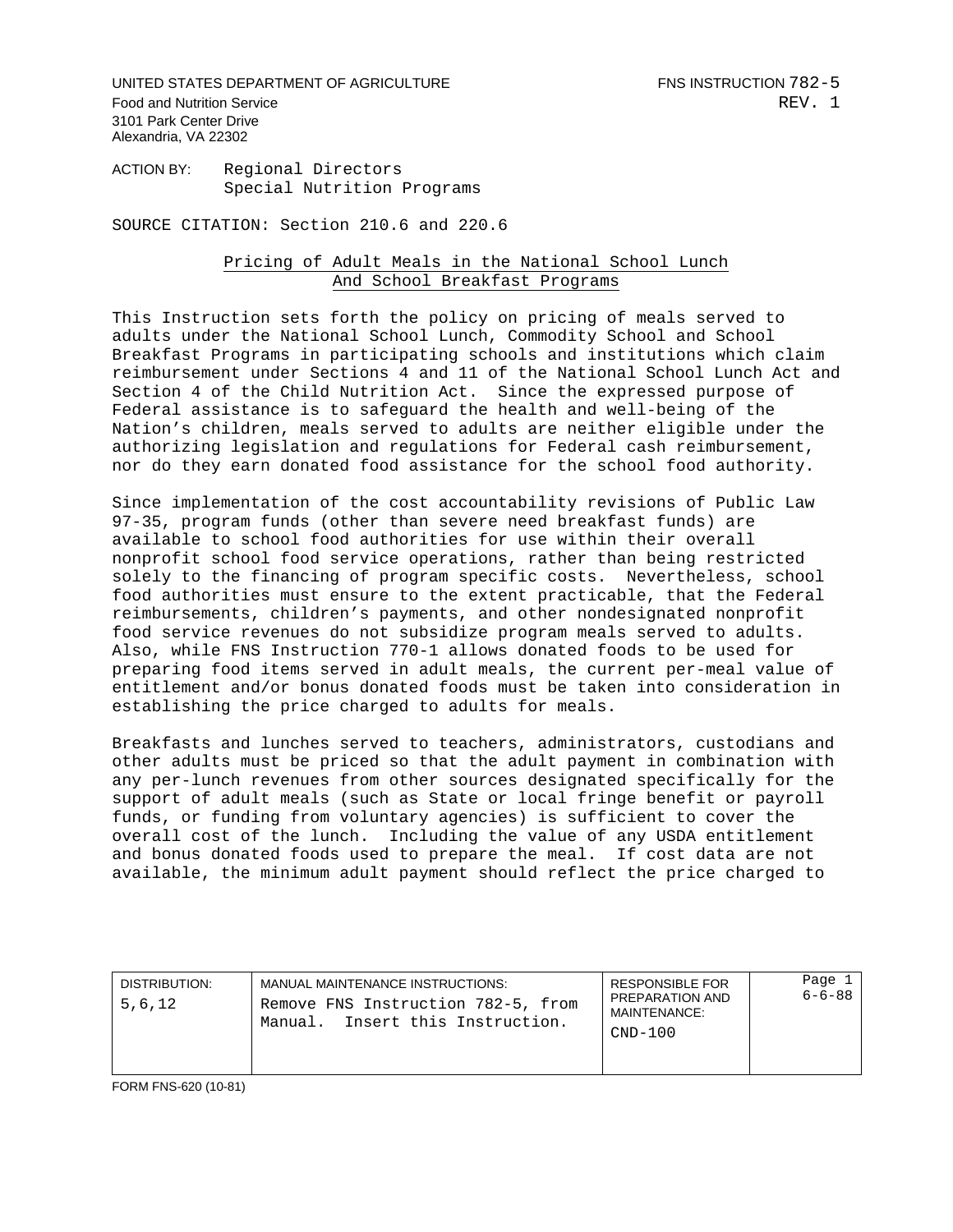UNITED STATES DEPARTMENT OF AGRICULTURE
Food and Nutrition Service
3101 Park Center Drive
Alexandria, VA 22302

FNS INSTRUCTION 782-5
REV. 1

ACTION BY: Regional Directors
Special Nutrition Programs

SOURCE CITATION: Section 210.6 and 220.6

## Pricing of Adult Meals in the National School Lunch And School Breakfast Programs

This Instruction sets forth the policy on pricing of meals served to adults under the National School Lunch, Commodity School and School Breakfast Programs in participating schools and institutions which claim reimbursement under Sections 4 and 11 of the National School Lunch Act and Section 4 of the Child Nutrition Act. Since the expressed purpose of Federal assistance is to safeguard the health and well-being of the Nation's children, meals served to adults are neither eligible under the authorizing legislation and regulations for Federal cash reimbursement, nor do they earn donated food assistance for the school food authority.

Since implementation of the cost accountability revisions of Public Law 97-35, program funds (other than severe need breakfast funds) are available to school food authorities for use within their overall nonprofit school food service operations, rather than being restricted solely to the financing of program specific costs. Nevertheless, school food authorities must ensure to the extent practicable, that the Federal reimbursements, children's payments, and other nondesignated nonprofit food service revenues do not subsidize program meals served to adults. Also, while FNS Instruction 770-1 allows donated foods to be used for preparing food items served in adult meals, the current per-meal value of entitlement and/or bonus donated foods must be taken into consideration in establishing the price charged to adults for meals.

Breakfasts and lunches served to teachers, administrators, custodians and other adults must be priced so that the adult payment in combination with any per-lunch revenues from other sources designated specifically for the support of adult meals (such as State or local fringe benefit or payroll funds, or funding from voluntary agencies) is sufficient to cover the overall cost of the lunch. Including the value of any USDA entitlement and bonus donated foods used to prepare the meal. If cost data are not available, the minimum adult payment should reflect the price charged to

| DISTRIBUTION: | MANUAL MAINTENANCE INSTRUCTIONS: | RESPONSIBLE FOR PREPARATION AND MAINTENANCE: | |
|---|---|---|---|
| 5,6,12 | Remove FNS Instruction 782-5, from Manual. Insert this Instruction. | CND-100 | 6-6-88 |

FORM FNS-620 (10-81)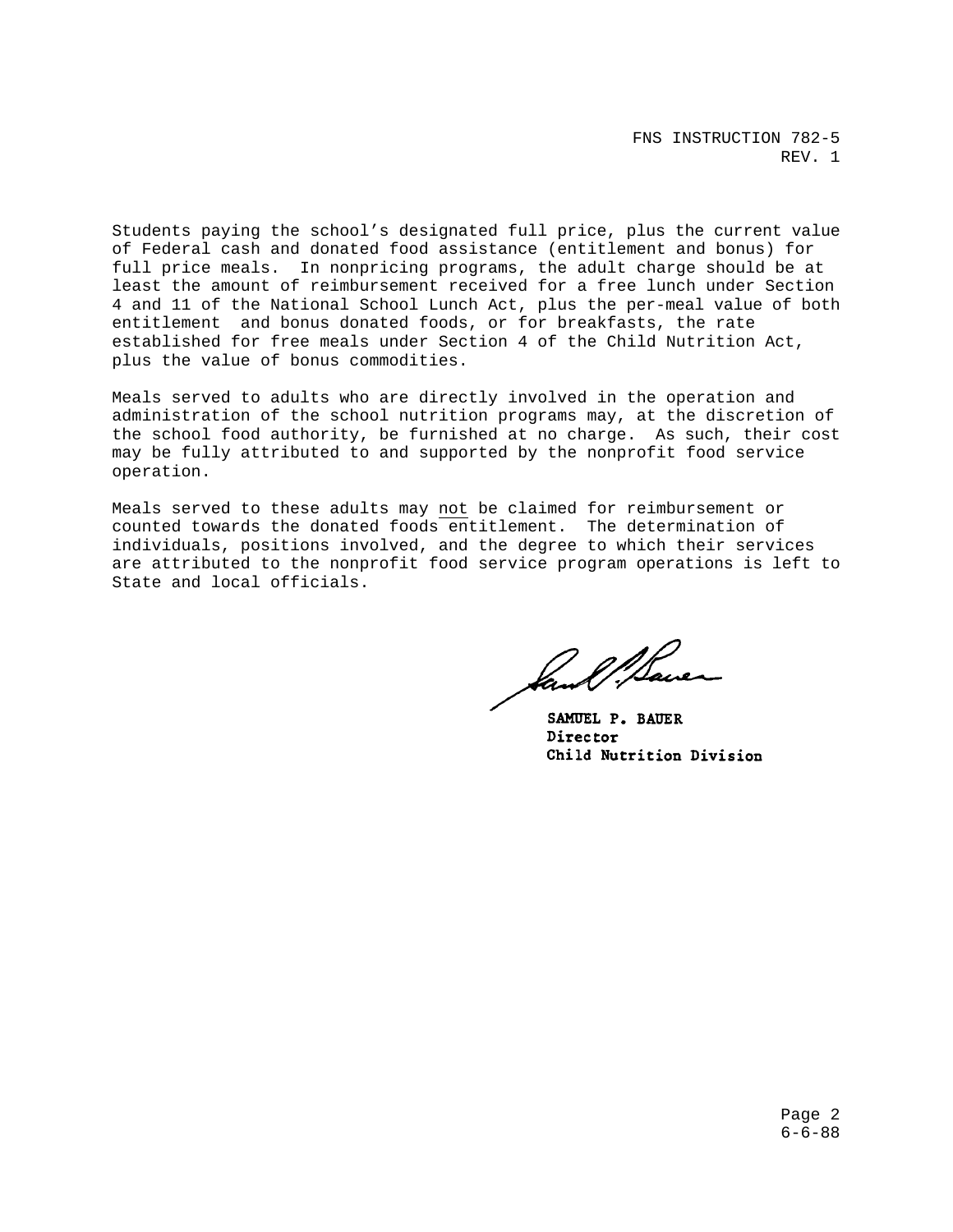Students paying the school's designated full price, plus the current value of Federal cash and donated food assistance (entitlement and bonus) for full price meals. In nonpricing programs, the adult charge should be at least the amount of reimbursement received for a free lunch under Section 4 and 11 of the National School Lunch Act, plus the per-meal value of both entitlement and bonus donated foods, or for breakfasts, the rate established for free meals under Section 4 of the Child Nutrition Act, plus the value of bonus commodities.

Meals served to adults who are directly involved in the operation and administration of the school nutrition programs may, at the discretion of the school food authority, be furnished at no charge. As such, their cost may be fully attributed to and supported by the nonprofit food service operation.

Meals served to these adults may <u>not</u> be claimed for reimbursement or counted towards the donated foods entitlement. The determination of individuals, positions involved, and the degree to which their services are attributed to the nonprofit food service program operations is left to State and local officials.

**SAMUEL P. BAUER**
**Director**
**Child Nutrition Division**